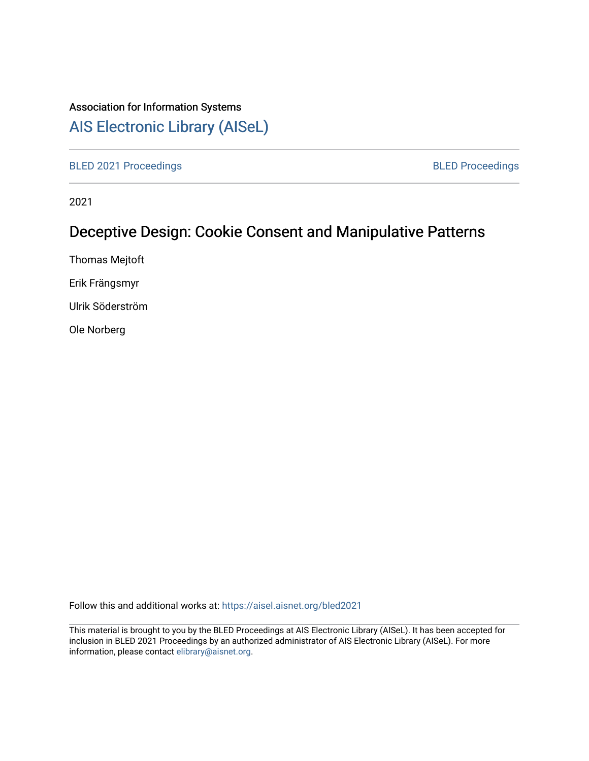Association for Information Systems

# AIS Electronic Library (AISeL)

BLED 2021 Proceedings

BLED Proceedings

2021

## Deceptive Design: Cookie Consent and Manipulative Patterns

Thomas Mejtoft

Erik Frängsmyr

Ulrik Söderström

Ole Norberg

Follow this and additional works at: https://aisel.aisnet.org/bled2021

This material is brought to you by the BLED Proceedings at AIS Electronic Library (AISeL). It has been accepted for inclusion in BLED 2021 Proceedings by an authorized administrator of AIS Electronic Library (AISeL). For more information, please contact elibrary@aisnet.org.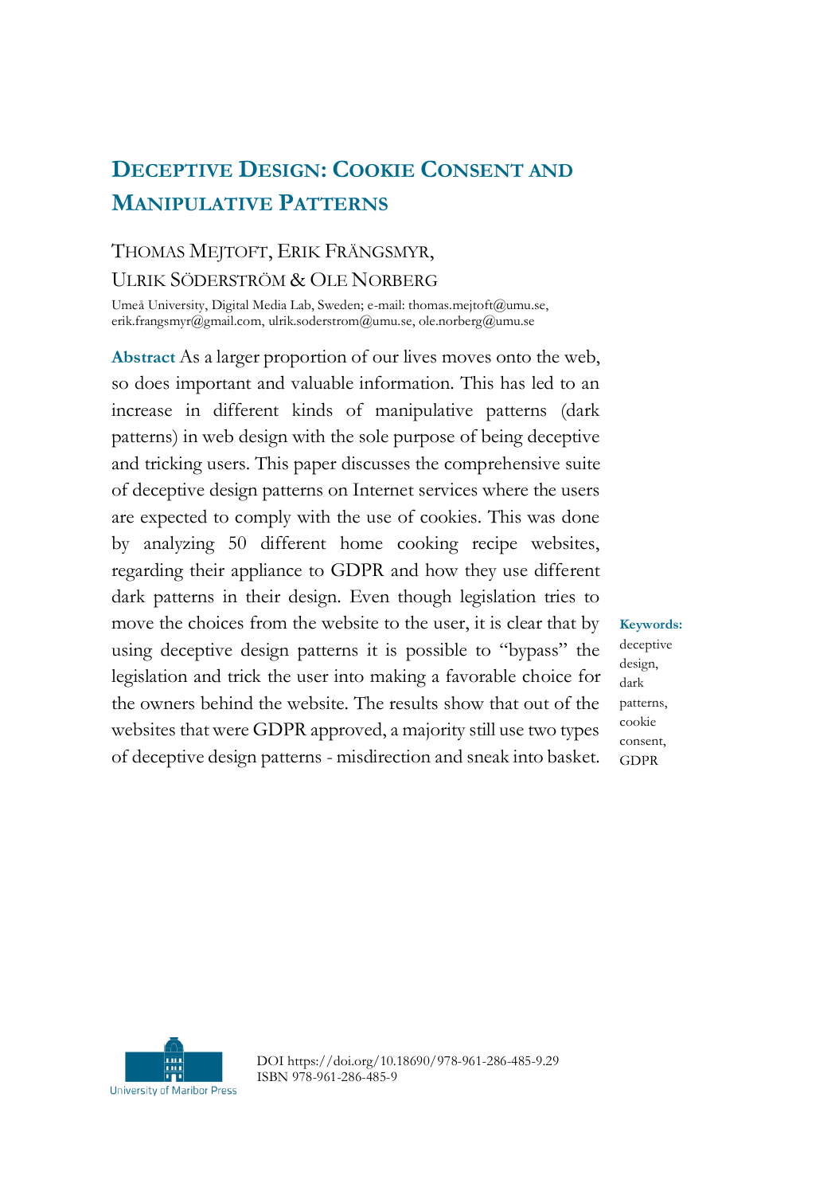# Deceptive Design: Cookie Consent and Manipulative Patterns

Thomas Mejtoft, Erik Frängsmyr, Ulrik Söderström & Ole Norberg

Umeå University, Digital Media Lab, Sweden; e-mail: thomas.mejtoft@umu.se, erik.frangsmyr@gmail.com, ulrik.soderstrom@umu.se, ole.norberg@umu.se

**Abstract** As a larger proportion of our lives moves onto the web, so does important and valuable information. This has led to an increase in different kinds of manipulative patterns (dark patterns) in web design with the sole purpose of being deceptive and tricking users. This paper discusses the comprehensive suite of deceptive design patterns on Internet services where the users are expected to comply with the use of cookies. This was done by analyzing 50 different home cooking recipe websites, regarding their appliance to GDPR and how they use different dark patterns in their design. Even though legislation tries to move the choices from the website to the user, it is clear that by using deceptive design patterns it is possible to "bypass" the legislation and trick the user into making a favorable choice for the owners behind the website. The results show that out of the websites that were GDPR approved, a majority still use two types of deceptive design patterns - misdirection and sneak into basket.

**Keywords:** deceptive design, dark patterns, cookie consent, GDPR

DOI https://doi.org/10.18690/978-961-286-485-9.29
ISBN 978-961-286-485-9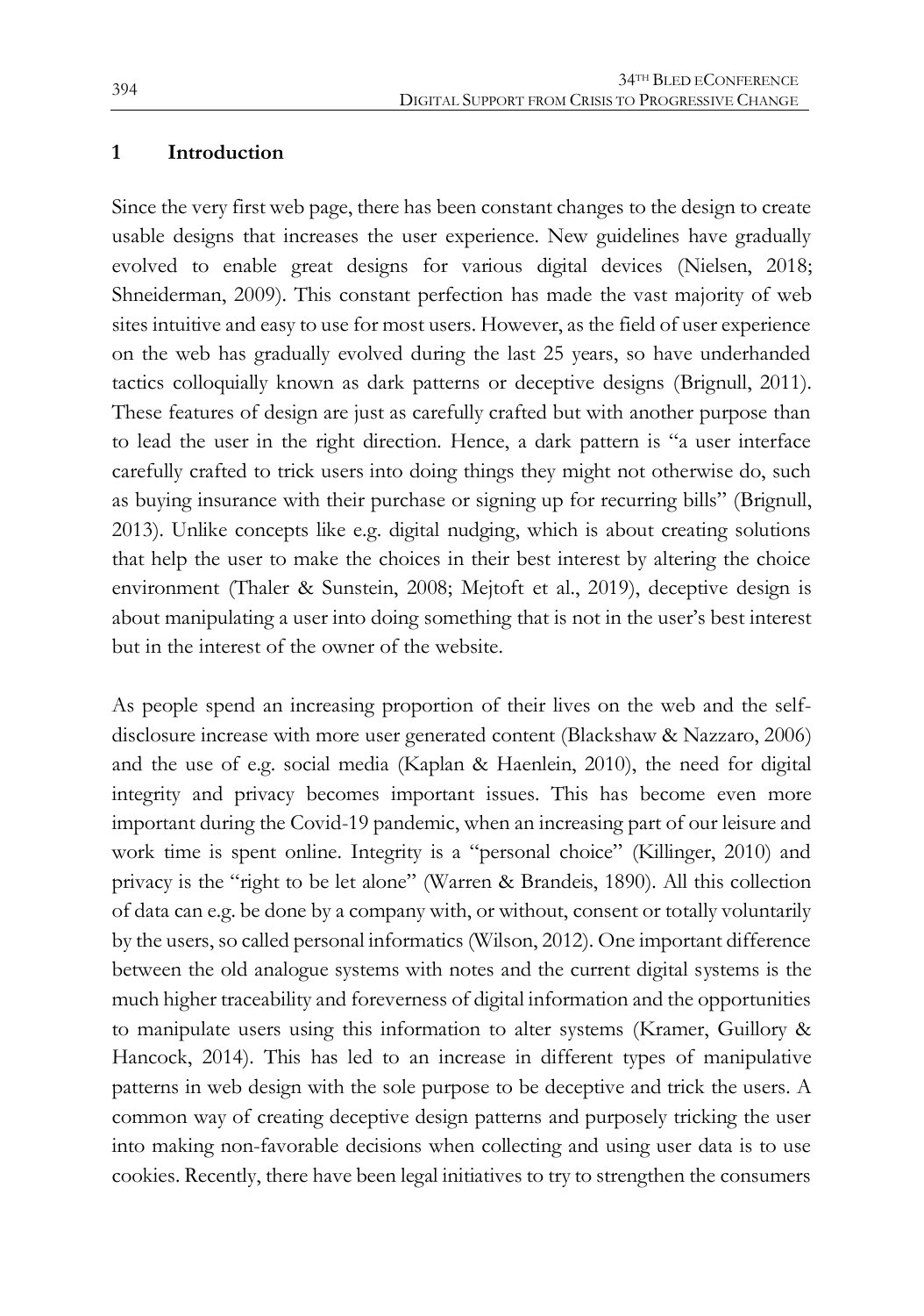## 1 Introduction

Since the very first web page, there has been constant changes to the design to create usable designs that increases the user experience. New guidelines have gradually evolved to enable great designs for various digital devices (Nielsen, 2018; Shneiderman, 2009). This constant perfection has made the vast majority of web sites intuitive and easy to use for most users. However, as the field of user experience on the web has gradually evolved during the last 25 years, so have underhanded tactics colloquially known as dark patterns or deceptive designs (Brignull, 2011). These features of design are just as carefully crafted but with another purpose than to lead the user in the right direction. Hence, a dark pattern is "a user interface carefully crafted to trick users into doing things they might not otherwise do, such as buying insurance with their purchase or signing up for recurring bills" (Brignull, 2013). Unlike concepts like e.g. digital nudging, which is about creating solutions that help the user to make the choices in their best interest by altering the choice environment (Thaler & Sunstein, 2008; Mejtoft et al., 2019), deceptive design is about manipulating a user into doing something that is not in the user's best interest but in the interest of the owner of the website.

As people spend an increasing proportion of their lives on the web and the self-disclosure increase with more user generated content (Blackshaw & Nazzaro, 2006) and the use of e.g. social media (Kaplan & Haenlein, 2010), the need for digital integrity and privacy becomes important issues. This has become even more important during the Covid-19 pandemic, when an increasing part of our leisure and work time is spent online. Integrity is a "personal choice" (Killinger, 2010) and privacy is the "right to be let alone" (Warren & Brandeis, 1890). All this collection of data can e.g. be done by a company with, or without, consent or totally voluntarily by the users, so called personal informatics (Wilson, 2012). One important difference between the old analogue systems with notes and the current digital systems is the much higher traceability and foreverness of digital information and the opportunities to manipulate users using this information to alter systems (Kramer, Guillory & Hancock, 2014). This has led to an increase in different types of manipulative patterns in web design with the sole purpose to be deceptive and trick the users. A common way of creating deceptive design patterns and purposely tricking the user into making non-favorable decisions when collecting and using user data is to use cookies. Recently, there have been legal initiatives to try to strengthen the consumers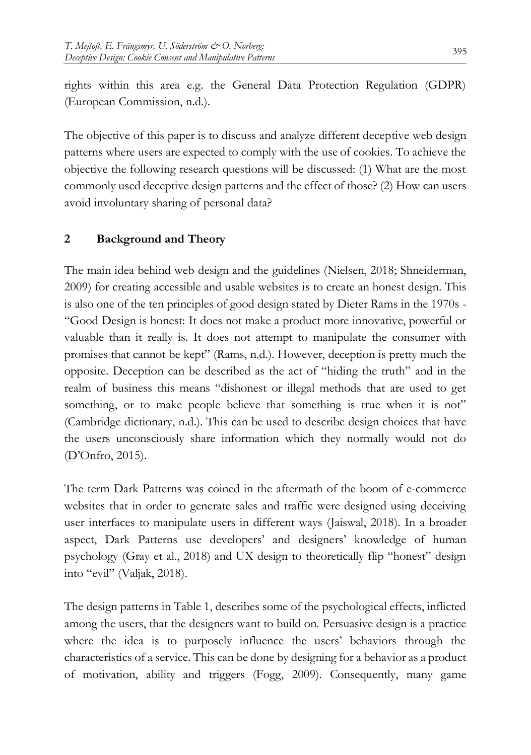rights within this area e.g. the General Data Protection Regulation (GDPR) (European Commission, n.d.).

The objective of this paper is to discuss and analyze different deceptive web design patterns where users are expected to comply with the use of cookies. To achieve the objective the following research questions will be discussed: (1) What are the most commonly used deceptive design patterns and the effect of those? (2) How can users avoid involuntary sharing of personal data?

## 2 Background and Theory

The main idea behind web design and the guidelines (Nielsen, 2018; Shneiderman, 2009) for creating accessible and usable websites is to create an honest design. This is also one of the ten principles of good design stated by Dieter Rams in the 1970s - "Good Design is honest: It does not make a product more innovative, powerful or valuable than it really is. It does not attempt to manipulate the consumer with promises that cannot be kept" (Rams, n.d.). However, deception is pretty much the opposite. Deception can be described as the act of "hiding the truth" and in the realm of business this means "dishonest or illegal methods that are used to get something, or to make people believe that something is true when it is not" (Cambridge dictionary, n.d.). This can be used to describe design choices that have the users unconsciously share information which they normally would not do (D'Onfro, 2015).

The term Dark Patterns was coined in the aftermath of the boom of e-commerce websites that in order to generate sales and traffic were designed using deceiving user interfaces to manipulate users in different ways (Jaiswal, 2018). In a broader aspect, Dark Patterns use developers' and designers' knowledge of human psychology (Gray et al., 2018) and UX design to theoretically flip "honest" design into "evil" (Valjak, 2018).

The design patterns in Table 1, describes some of the psychological effects, inflicted among the users, that the designers want to build on. Persuasive design is a practice where the idea is to purposely influence the users' behaviors through the characteristics of a service. This can be done by designing for a behavior as a product of motivation, ability and triggers (Fogg, 2009). Consequently, many game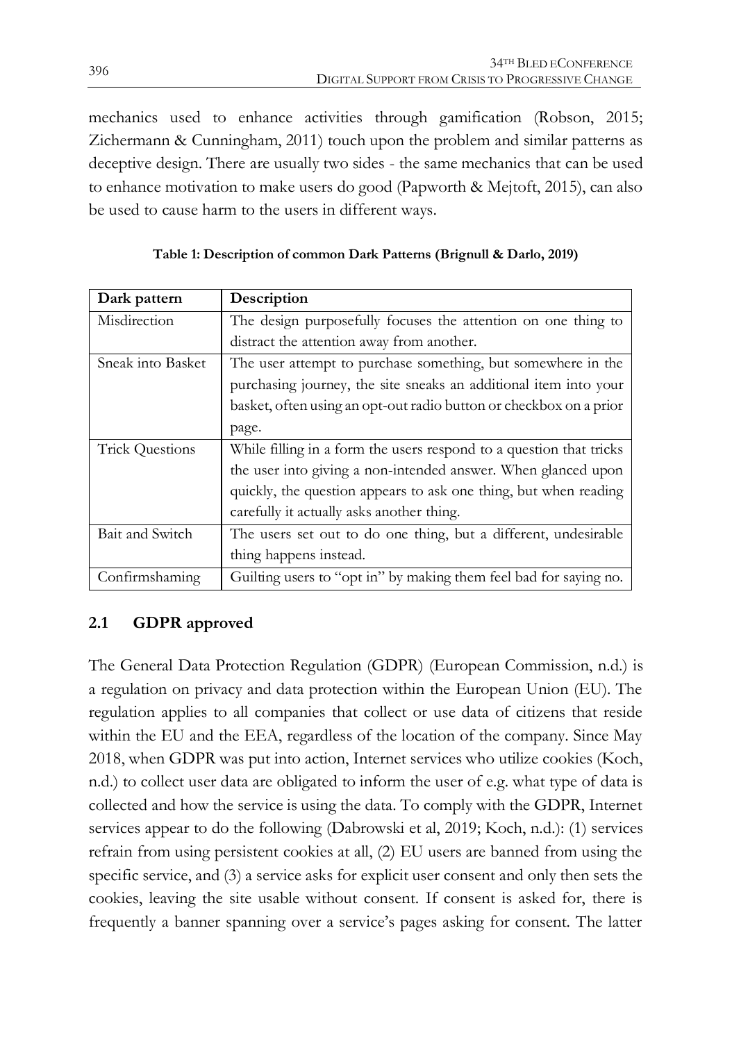mechanics used to enhance activities through gamification (Robson, 2015; Zichermann & Cunningham, 2011) touch upon the problem and similar patterns as deceptive design. There are usually two sides - the same mechanics that can be used to enhance motivation to make users do good (Papworth & Mejtoft, 2015), can also be used to cause harm to the users in different ways.

**Table 1: Description of common Dark Patterns (Brignull & Darlo, 2019)**

| Dark pattern | Description |
|---|---|
| Misdirection | The design purposefully focuses the attention on one thing to distract the attention away from another. |
| Sneak into Basket | The user attempt to purchase something, but somewhere in the purchasing journey, the site sneaks an additional item into your basket, often using an opt-out radio button or checkbox on a prior page. |
| Trick Questions | While filling in a form the users respond to a question that tricks the user into giving a non-intended answer. When glanced upon quickly, the question appears to ask one thing, but when reading carefully it actually asks another thing. |
| Bait and Switch | The users set out to do one thing, but a different, undesirable thing happens instead. |
| Confirmshaming | Guilting users to "opt in" by making them feel bad for saying no. |

## 2.1 GDPR approved

The General Data Protection Regulation (GDPR) (European Commission, n.d.) is a regulation on privacy and data protection within the European Union (EU). The regulation applies to all companies that collect or use data of citizens that reside within the EU and the EEA, regardless of the location of the company. Since May 2018, when GDPR was put into action, Internet services who utilize cookies (Koch, n.d.) to collect user data are obligated to inform the user of e.g. what type of data is collected and how the service is using the data. To comply with the GDPR, Internet services appear to do the following (Dabrowski et al, 2019; Koch, n.d.): (1) services refrain from using persistent cookies at all, (2) EU users are banned from using the specific service, and (3) a service asks for explicit user consent and only then sets the cookies, leaving the site usable without consent. If consent is asked for, there is frequently a banner spanning over a service's pages asking for consent. The latter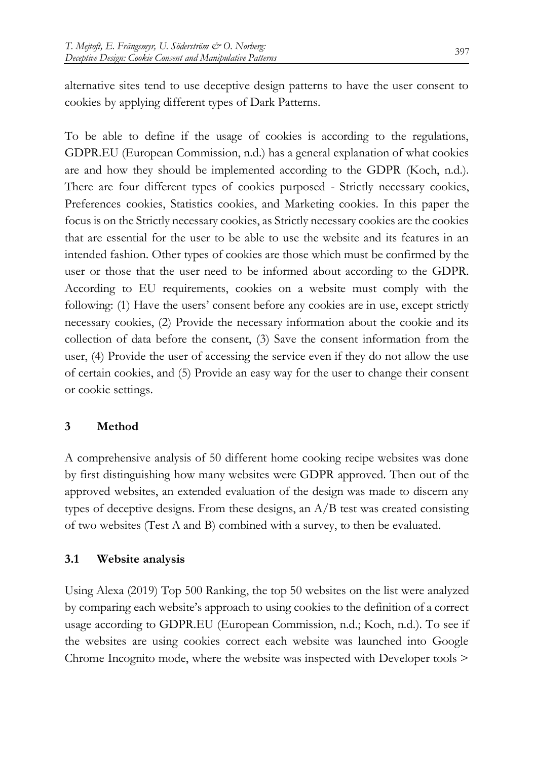alternative sites tend to use deceptive design patterns to have the user consent to cookies by applying different types of Dark Patterns.

To be able to define if the usage of cookies is according to the regulations, GDPR.EU (European Commission, n.d.) has a general explanation of what cookies are and how they should be implemented according to the GDPR (Koch, n.d.). There are four different types of cookies purposed - Strictly necessary cookies, Preferences cookies, Statistics cookies, and Marketing cookies. In this paper the focus is on the Strictly necessary cookies, as Strictly necessary cookies are the cookies that are essential for the user to be able to use the website and its features in an intended fashion. Other types of cookies are those which must be confirmed by the user or those that the user need to be informed about according to the GDPR. According to EU requirements, cookies on a website must comply with the following: (1) Have the users' consent before any cookies are in use, except strictly necessary cookies, (2) Provide the necessary information about the cookie and its collection of data before the consent, (3) Save the consent information from the user, (4) Provide the user of accessing the service even if they do not allow the use of certain cookies, and (5) Provide an easy way for the user to change their consent or cookie settings.

## 3 Method

A comprehensive analysis of 50 different home cooking recipe websites was done by first distinguishing how many websites were GDPR approved. Then out of the approved websites, an extended evaluation of the design was made to discern any types of deceptive designs. From these designs, an A/B test was created consisting of two websites (Test A and B) combined with a survey, to then be evaluated.

### 3.1 Website analysis

Using Alexa (2019) Top 500 Ranking, the top 50 websites on the list were analyzed by comparing each website's approach to using cookies to the definition of a correct usage according to GDPR.EU (European Commission, n.d.; Koch, n.d.). To see if the websites are using cookies correct each website was launched into Google Chrome Incognito mode, where the website was inspected with Developer tools >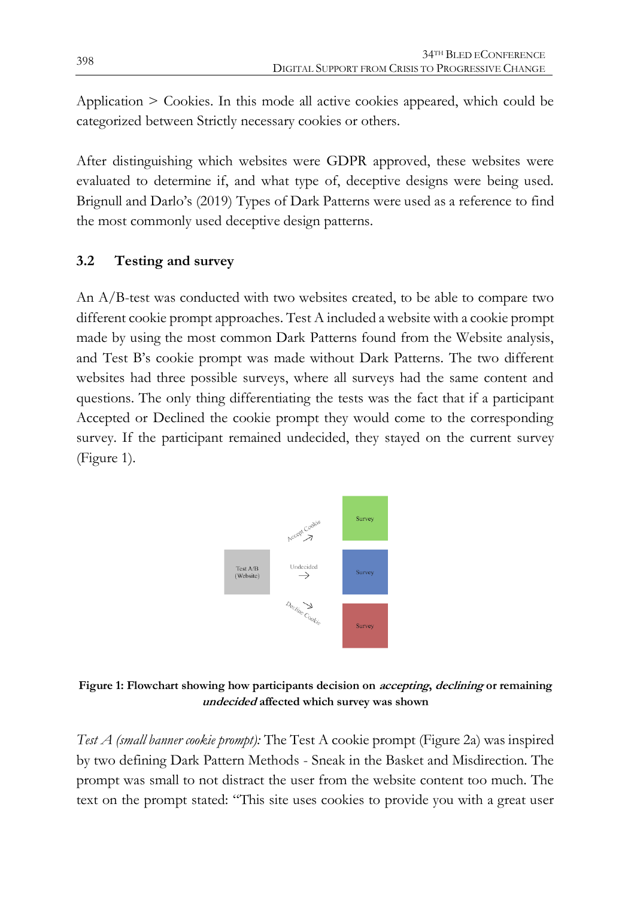Application > Cookies. In this mode all active cookies appeared, which could be categorized between Strictly necessary cookies or others.

After distinguishing which websites were GDPR approved, these websites were evaluated to determine if, and what type of, deceptive designs were being used. Brignull and Darlo's (2019) Types of Dark Patterns were used as a reference to find the most commonly used deceptive design patterns.

### 3.2 Testing and survey

An A/B-test was conducted with two websites created, to be able to compare two different cookie prompt approaches. Test A included a website with a cookie prompt made by using the most common Dark Patterns found from the Website analysis, and Test B's cookie prompt was made without Dark Patterns. The two different websites had three possible surveys, where all surveys had the same content and questions. The only thing differentiating the tests was the fact that if a participant Accepted or Declined the cookie prompt they would come to the corresponding survey. If the participant remained undecided, they stayed on the current survey (Figure 1).

Test A/B (Website) — Accept Cookie → Survey; Undecided → Survey; Decline Cookie → Survey

**Figure 1: Flowchart showing how participants decision on *accepting*, *declining* or remaining *undecided* affected which survey was shown**

*Test A (small banner cookie prompt):* The Test A cookie prompt (Figure 2a) was inspired by two defining Dark Pattern Methods - Sneak in the Basket and Misdirection. The prompt was small to not distract the user from the website content too much. The text on the prompt stated: "This site uses cookies to provide you with a great user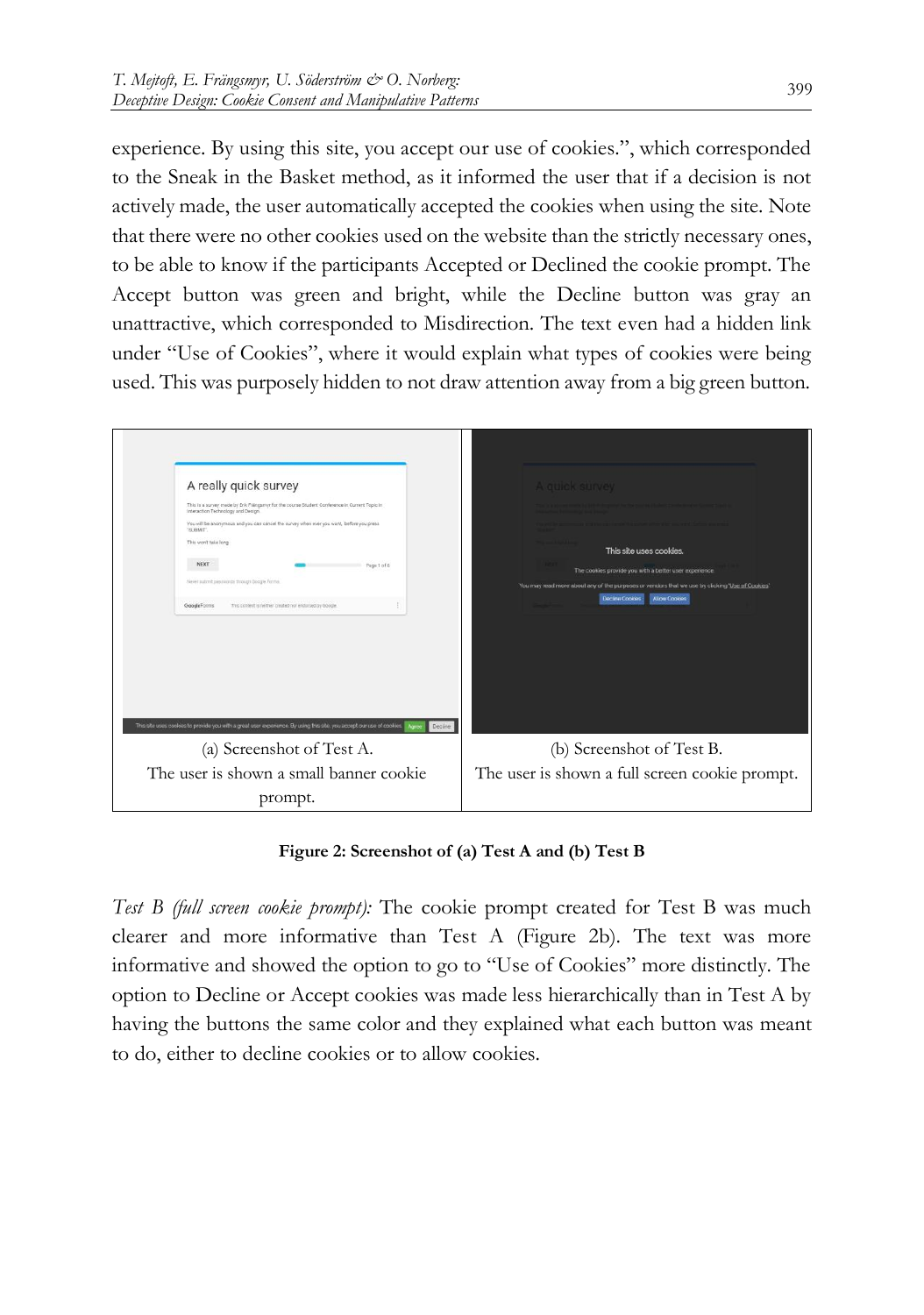experience. By using this site, you accept our use of cookies.", which corresponded to the Sneak in the Basket method, as it informed the user that if a decision is not actively made, the user automatically accepted the cookies when using the site. Note that there were no other cookies used on the website than the strictly necessary ones, to be able to know if the participants Accepted or Declined the cookie prompt. The Accept button was green and bright, while the Decline button was gray an unattractive, which corresponded to Misdirection. The text even had a hidden link under "Use of Cookies", where it would explain what types of cookies were being used. This was purposely hidden to not draw attention away from a big green button.

(a) Screenshot of Test A.
The user is shown a small banner cookie prompt.

(b) Screenshot of Test B.
The user is shown a full screen cookie prompt.

**Figure 2: Screenshot of (a) Test A and (b) Test B**

*Test B (full screen cookie prompt):* The cookie prompt created for Test B was much clearer and more informative than Test A (Figure 2b). The text was more informative and showed the option to go to "Use of Cookies" more distinctly. The option to Decline or Accept cookies was made less hierarchically than in Test A by having the buttons the same color and they explained what each button was meant to do, either to decline cookies or to allow cookies.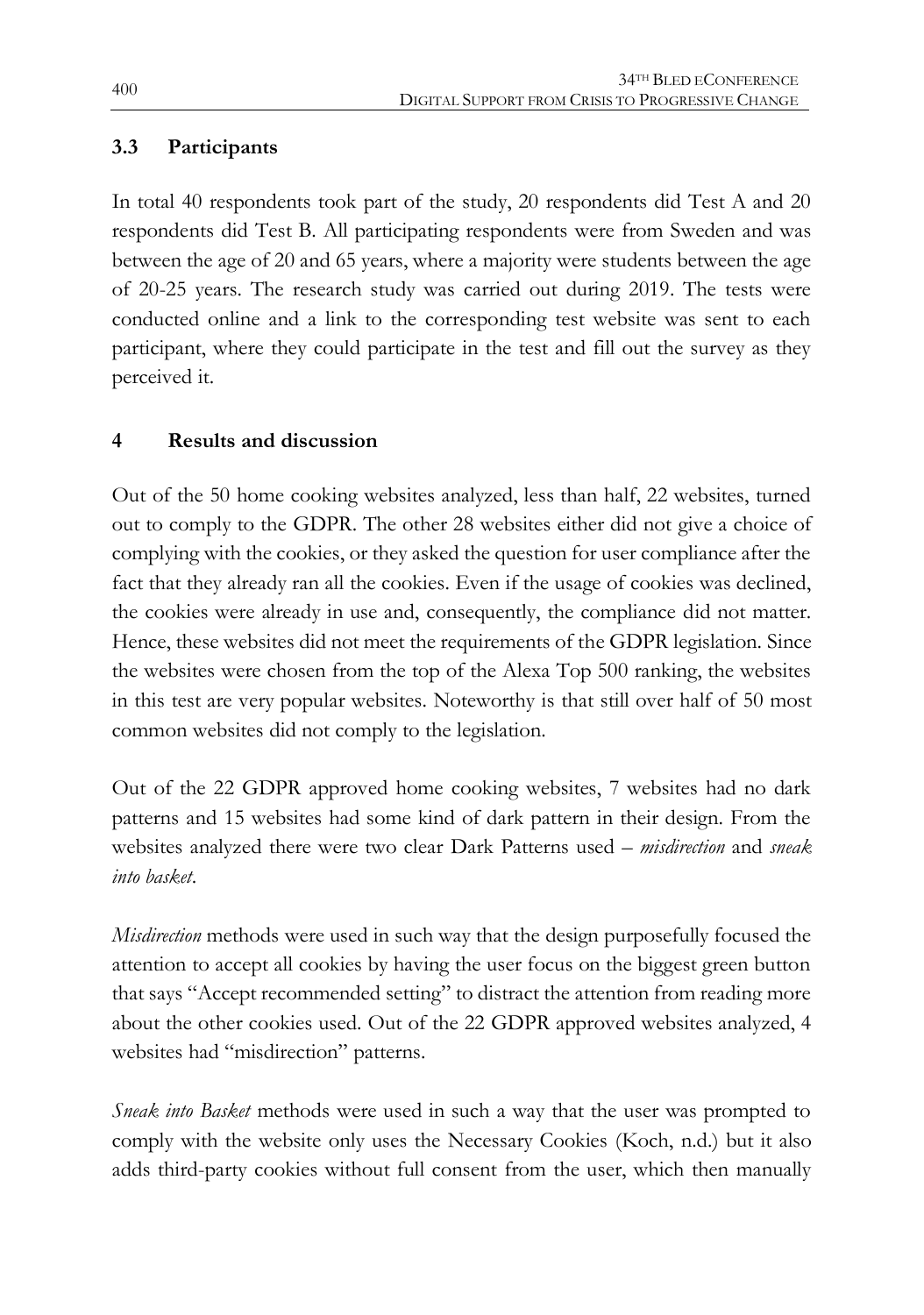### 3.3 Participants

In total 40 respondents took part of the study, 20 respondents did Test A and 20 respondents did Test B. All participating respondents were from Sweden and was between the age of 20 and 65 years, where a majority were students between the age of 20-25 years. The research study was carried out during 2019. The tests were conducted online and a link to the corresponding test website was sent to each participant, where they could participate in the test and fill out the survey as they perceived it.

## 4 Results and discussion

Out of the 50 home cooking websites analyzed, less than half, 22 websites, turned out to comply to the GDPR. The other 28 websites either did not give a choice of complying with the cookies, or they asked the question for user compliance after the fact that they already ran all the cookies. Even if the usage of cookies was declined, the cookies were already in use and, consequently, the compliance did not matter. Hence, these websites did not meet the requirements of the GDPR legislation. Since the websites were chosen from the top of the Alexa Top 500 ranking, the websites in this test are very popular websites. Noteworthy is that still over half of 50 most common websites did not comply to the legislation.

Out of the 22 GDPR approved home cooking websites, 7 websites had no dark patterns and 15 websites had some kind of dark pattern in their design. From the websites analyzed there were two clear Dark Patterns used – *misdirection* and *sneak into basket*.

*Misdirection* methods were used in such way that the design purposefully focused the attention to accept all cookies by having the user focus on the biggest green button that says "Accept recommended setting" to distract the attention from reading more about the other cookies used. Out of the 22 GDPR approved websites analyzed, 4 websites had "misdirection" patterns.

*Sneak into Basket* methods were used in such a way that the user was prompted to comply with the website only uses the Necessary Cookies (Koch, n.d.) but it also adds third-party cookies without full consent from the user, which then manually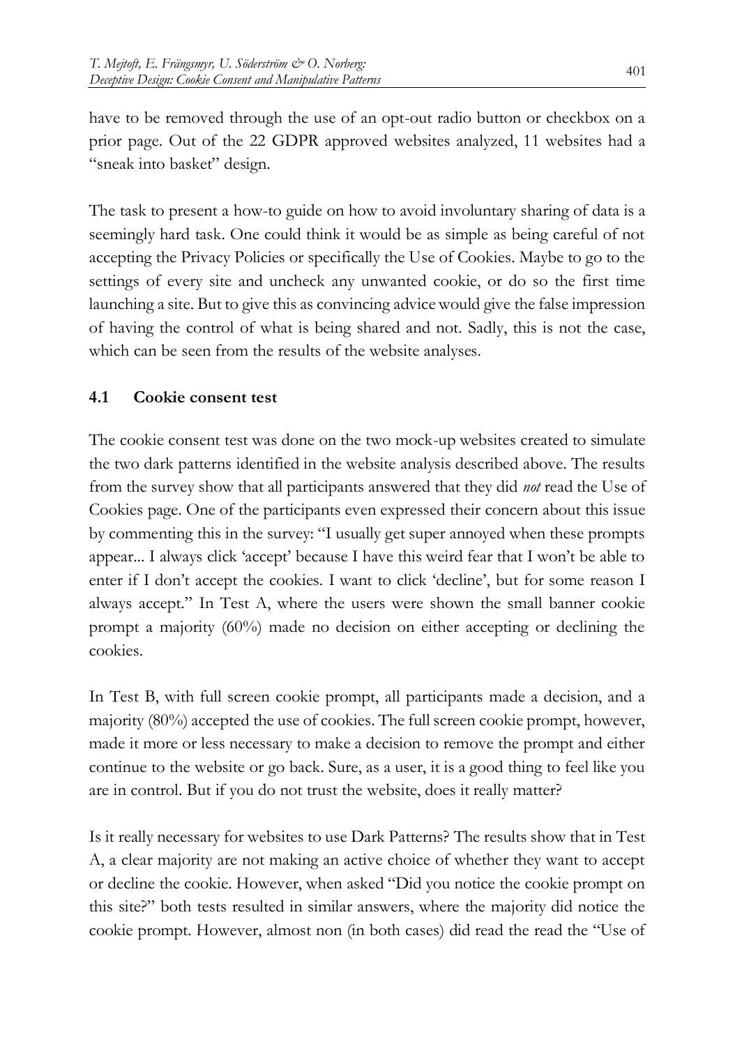have to be removed through the use of an opt-out radio button or checkbox on a prior page. Out of the 22 GDPR approved websites analyzed, 11 websites had a "sneak into basket" design.

The task to present a how-to guide on how to avoid involuntary sharing of data is a seemingly hard task. One could think it would be as simple as being careful of not accepting the Privacy Policies or specifically the Use of Cookies. Maybe to go to the settings of every site and uncheck any unwanted cookie, or do so the first time launching a site. But to give this as convincing advice would give the false impression of having the control of what is being shared and not. Sadly, this is not the case, which can be seen from the results of the website analyses.

### 4.1 Cookie consent test

The cookie consent test was done on the two mock-up websites created to simulate the two dark patterns identified in the website analysis described above. The results from the survey show that all participants answered that they did *not* read the Use of Cookies page. One of the participants even expressed their concern about this issue by commenting this in the survey: "I usually get super annoyed when these prompts appear... I always click 'accept' because I have this weird fear that I won't be able to enter if I don't accept the cookies. I want to click 'decline', but for some reason I always accept." In Test A, where the users were shown the small banner cookie prompt a majority (60%) made no decision on either accepting or declining the cookies.

In Test B, with full screen cookie prompt, all participants made a decision, and a majority (80%) accepted the use of cookies. The full screen cookie prompt, however, made it more or less necessary to make a decision to remove the prompt and either continue to the website or go back. Sure, as a user, it is a good thing to feel like you are in control. But if you do not trust the website, does it really matter?

Is it really necessary for websites to use Dark Patterns? The results show that in Test A, a clear majority are not making an active choice of whether they want to accept or decline the cookie. However, when asked "Did you notice the cookie prompt on this site?" both tests resulted in similar answers, where the majority did notice the cookie prompt. However, almost non (in both cases) did read the read the "Use of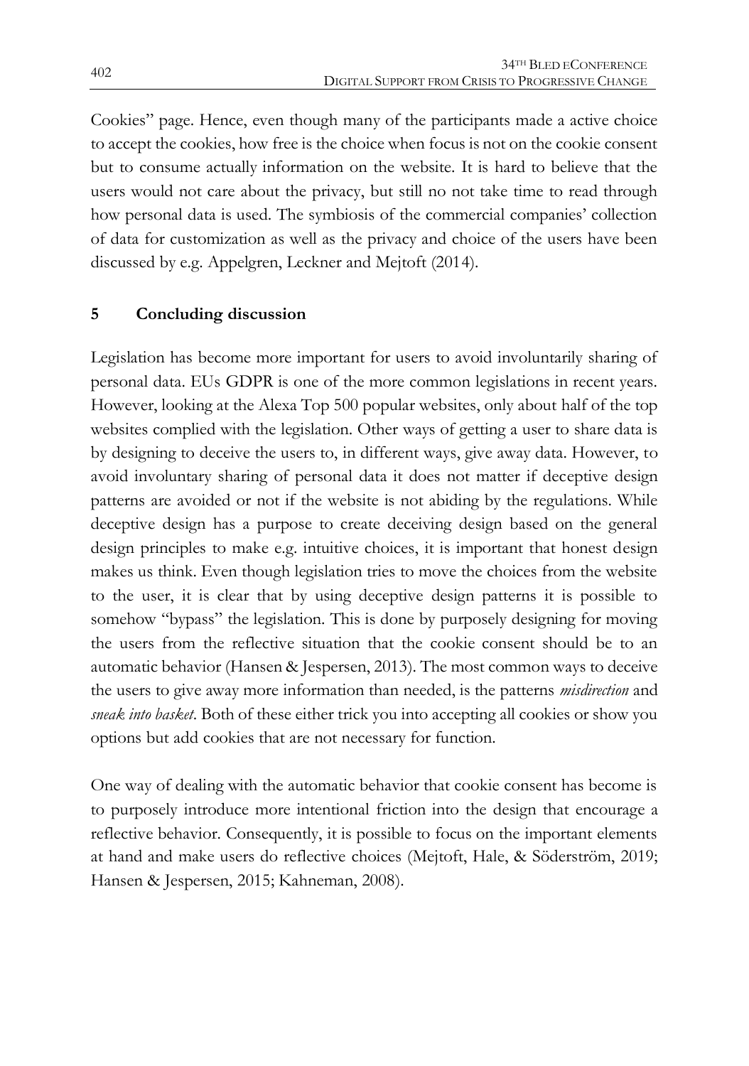Cookies" page. Hence, even though many of the participants made a active choice to accept the cookies, how free is the choice when focus is not on the cookie consent but to consume actually information on the website. It is hard to believe that the users would not care about the privacy, but still no not take time to read through how personal data is used. The symbiosis of the commercial companies' collection of data for customization as well as the privacy and choice of the users have been discussed by e.g. Appelgren, Leckner and Mejtoft (2014).

## 5 Concluding discussion

Legislation has become more important for users to avoid involuntarily sharing of personal data. EUs GDPR is one of the more common legislations in recent years. However, looking at the Alexa Top 500 popular websites, only about half of the top websites complied with the legislation. Other ways of getting a user to share data is by designing to deceive the users to, in different ways, give away data. However, to avoid involuntary sharing of personal data it does not matter if deceptive design patterns are avoided or not if the website is not abiding by the regulations. While deceptive design has a purpose to create deceiving design based on the general design principles to make e.g. intuitive choices, it is important that honest design makes us think. Even though legislation tries to move the choices from the website to the user, it is clear that by using deceptive design patterns it is possible to somehow "bypass" the legislation. This is done by purposely designing for moving the users from the reflective situation that the cookie consent should be to an automatic behavior (Hansen & Jespersen, 2013). The most common ways to deceive the users to give away more information than needed, is the patterns *misdirection* and *sneak into basket*. Both of these either trick you into accepting all cookies or show you options but add cookies that are not necessary for function.

One way of dealing with the automatic behavior that cookie consent has become is to purposely introduce more intentional friction into the design that encourage a reflective behavior. Consequently, it is possible to focus on the important elements at hand and make users do reflective choices (Mejtoft, Hale, & Söderström, 2019; Hansen & Jespersen, 2015; Kahneman, 2008).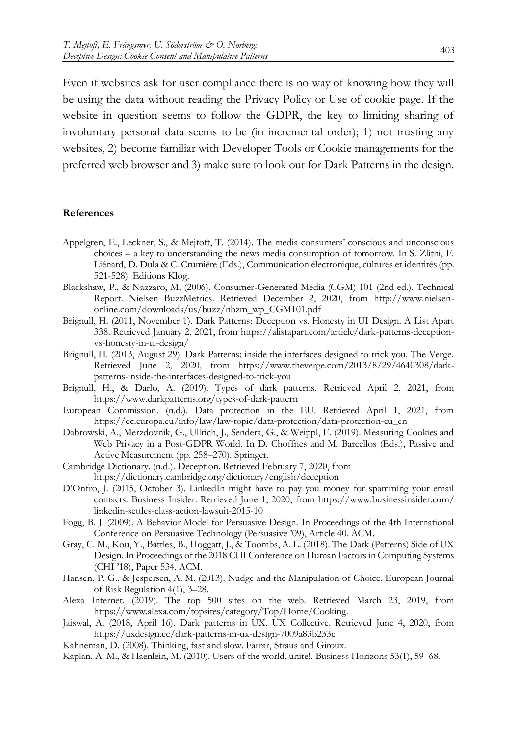Even if websites ask for user compliance there is no way of knowing how they will be using the data without reading the Privacy Policy or Use of cookie page. If the website in question seems to follow the GDPR, the key to limiting sharing of involuntary personal data seems to be (in incremental order); 1) not trusting any websites, 2) become familiar with Developer Tools or Cookie managements for the preferred web browser and 3) make sure to look out for Dark Patterns in the design.

### References

Appelgren, E., Leckner, S., & Mejtoft, T. (2014). The media consumers' conscious and unconscious choices – a key to understanding the news media consumption of tomorrow. In S. Zlitni, F. Liénard, D. Dula & C. Crumiére (Eds.), Communication électronique, cultures et identités (pp. 521-528). Editions Klog.

Blackshaw, P., & Nazzaro, M. (2006). Consumer-Generated Media (CGM) 101 (2nd ed.). Technical Report. Nielsen BuzzMetrics. Retrieved December 2, 2020, from http://www.nielsen-online.com/downloads/us/buzz/nbzm_wp_CGM101.pdf

Brignull, H. (2011, November 1). Dark Patterns: Deception vs. Honesty in UI Design. A List Apart 338. Retrieved January 2, 2021, from https://alistapart.com/article/dark-patterns-deception-vs-honesty-in-ui-design/

Brignull, H. (2013, August 29). Dark Patterns: inside the interfaces designed to trick you. The Verge. Retrieved June 2, 2020, from https://www.theverge.com/2013/8/29/4640308/dark-patterns-inside-the-interfaces-designed-to-trick-you

Brignull, H., & Darlo, A. (2019). Types of dark patterns. Retrieved April 2, 2021, from https://www.darkpatterns.org/types-of-dark-pattern

European Commission. (n.d.). Data protection in the EU. Retrieved April 1, 2021, from https://ec.europa.eu/info/law/law-topic/data-protection/data-protection-eu_en

Dabrowski, A., Merzdovnik, G., Ullrich, J., Sendera, G., & Weippl, E. (2019). Measuring Cookies and Web Privacy in a Post-GDPR World. In D. Choffnes and M. Barcellos (Eds.), Passive and Active Measurement (pp. 258–270). Springer.

Cambridge Dictionary. (n.d.). Deception. Retrieved February 7, 2020, from https://dictionary.cambridge.org/dictionary/english/deception

D'Onfro, J. (2015, October 3). LinkedIn might have to pay you money for spamming your email contacts. Business Insider. Retrieved June 1, 2020, from https://www.businessinsider.com/linkedin-settles-class-action-lawsuit-2015-10

Fogg, B. J. (2009). A Behavior Model for Persuasive Design. In Proceedings of the 4th International Conference on Persuasive Technology (Persuasive '09), Article 40. ACM.

Gray, C. M., Kou, Y., Battles, B., Hoggatt, J., & Toombs, A. L. (2018). The Dark (Patterns) Side of UX Design. In Proceedings of the 2018 CHI Conference on Human Factors in Computing Systems (CHI '18), Paper 534. ACM.

Hansen, P. G., & Jespersen, A. M. (2013). Nudge and the Manipulation of Choice. European Journal of Risk Regulation 4(1), 3–28.

Alexa Internet. (2019). The top 500 sites on the web. Retrieved March 23, 2019, from https://www.alexa.com/topsites/category/Top/Home/Cooking.

Jaiswal, A. (2018, April 16). Dark patterns in UX. UX Collective. Retrieved June 4, 2020, from https://uxdesign.cc/dark-patterns-in-ux-design-7009a83b233c

Kahneman, D. (2008). Thinking, fast and slow. Farrar, Straus and Giroux.

Kaplan, A. M., & Haenlein, M. (2010). Users of the world, unite!. Business Horizons 53(1), 59–68.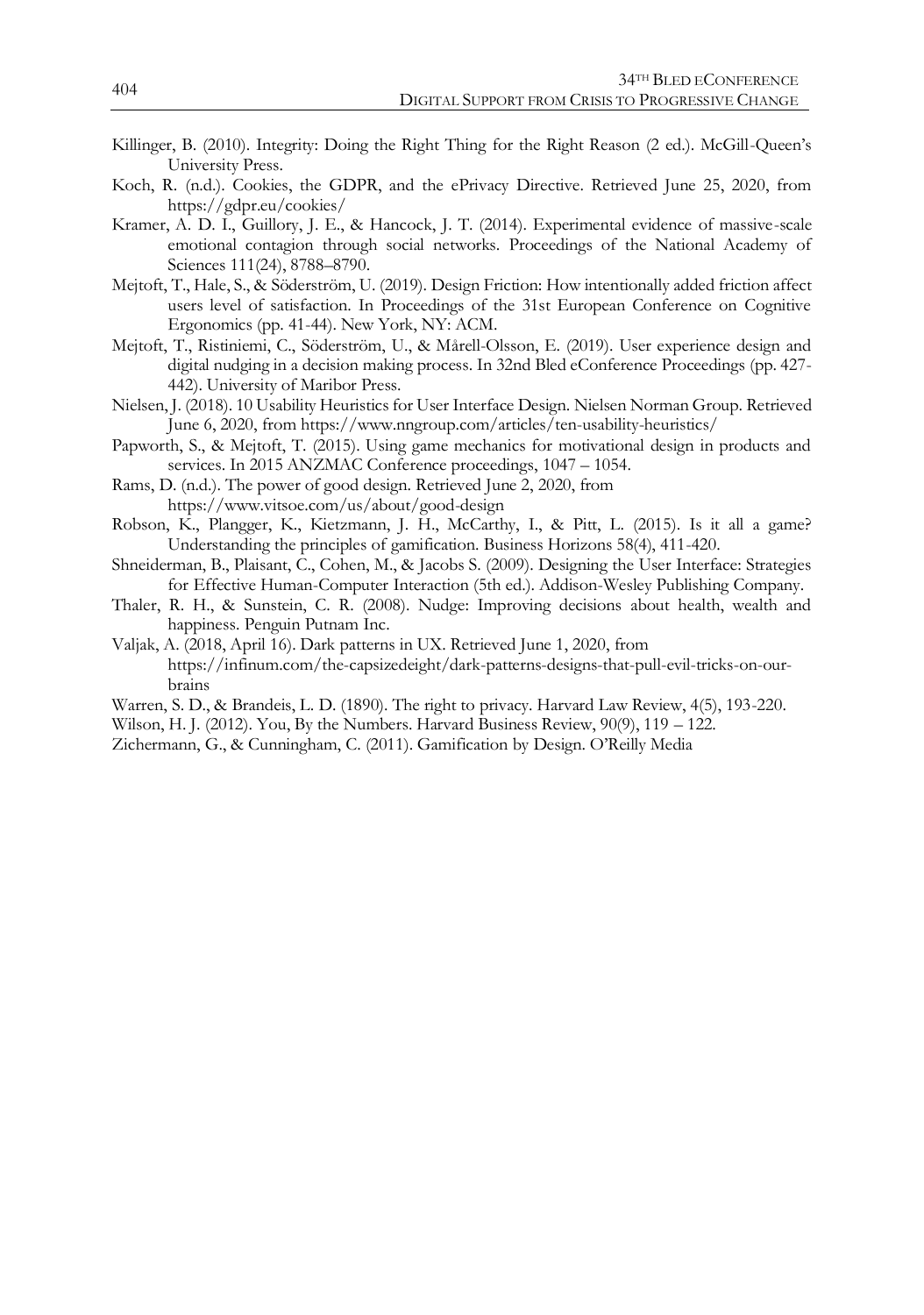Killinger, B. (2010). Integrity: Doing the Right Thing for the Right Reason (2 ed.). McGill-Queen's University Press.

Koch, R. (n.d.). Cookies, the GDPR, and the ePrivacy Directive. Retrieved June 25, 2020, from https://gdpr.eu/cookies/

Kramer, A. D. I., Guillory, J. E., & Hancock, J. T. (2014). Experimental evidence of massive-scale emotional contagion through social networks. Proceedings of the National Academy of Sciences 111(24), 8788–8790.

Mejtoft, T., Hale, S., & Söderström, U. (2019). Design Friction: How intentionally added friction affect users level of satisfaction. In Proceedings of the 31st European Conference on Cognitive Ergonomics (pp. 41-44). New York, NY: ACM.

Mejtoft, T., Ristiniemi, C., Söderström, U., & Mårell-Olsson, E. (2019). User experience design and digital nudging in a decision making process. In 32nd Bled eConference Proceedings (pp. 427-442). University of Maribor Press.

Nielsen, J. (2018). 10 Usability Heuristics for User Interface Design. Nielsen Norman Group. Retrieved June 6, 2020, from https://www.nngroup.com/articles/ten-usability-heuristics/

Papworth, S., & Mejtoft, T. (2015). Using game mechanics for motivational design in products and services. In 2015 ANZMAC Conference proceedings, 1047 – 1054.

Rams, D. (n.d.). The power of good design. Retrieved June 2, 2020, from https://www.vitsoe.com/us/about/good-design

Robson, K., Plangger, K., Kietzmann, J. H., McCarthy, I., & Pitt, L. (2015). Is it all a game? Understanding the principles of gamification. Business Horizons 58(4), 411-420.

Shneiderman, B., Plaisant, C., Cohen, M., & Jacobs S. (2009). Designing the User Interface: Strategies for Effective Human-Computer Interaction (5th ed.). Addison-Wesley Publishing Company.

Thaler, R. H., & Sunstein, C. R. (2008). Nudge: Improving decisions about health, wealth and happiness. Penguin Putnam Inc.

Valjak, A. (2018, April 16). Dark patterns in UX. Retrieved June 1, 2020, from https://infinum.com/the-capsizedeight/dark-patterns-designs-that-pull-evil-tricks-on-our-brains

Warren, S. D., & Brandeis, L. D. (1890). The right to privacy. Harvard Law Review, 4(5), 193-220.

Wilson, H. J. (2012). You, By the Numbers. Harvard Business Review, 90(9), 119 – 122.

Zichermann, G., & Cunningham, C. (2011). Gamification by Design. O'Reilly Media